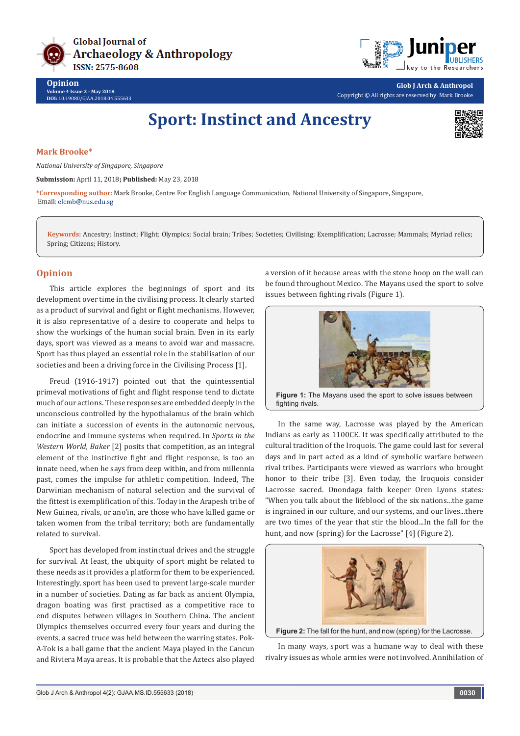# Sport: Instinct and Ancestry

**Mark Brooke***

*National University of Singapore, Singapore*

**Submission:** April 11, 2018; **Published:** May 23, 2018

***Corresponding author:** Mark Brooke, Centre For English Language Communication, National University of Singapore, Singapore, Email: elcmb@nus.edu.sg

**Keywords:** Ancestry; Instinct; Flight; Olympics; Social brain; Tribes; Societies; Civilising; Exemplification; Lacrosse; Mammals; Myriad relics; Spring; Citizens; History.

## Opinion

This article explores the beginnings of sport and its development over time in the civilising process. It clearly started as a product of survival and fight or flight mechanisms. However, it is also representative of a desire to cooperate and helps to show the workings of the human social brain. Even in its early days, sport was viewed as a means to avoid war and massacre. Sport has thus played an essential role in the stabilisation of our societies and been a driving force in the Civilising Process [1].

Freud (1916-1917) pointed out that the quintessential primeval motivations of fight and flight response tend to dictate much of our actions. These responses are embedded deeply in the unconscious controlled by the hypothalamus of the brain which can initiate a succession of events in the autonomic nervous, endocrine and immune systems when required. In *Sports in the Western World, Baker* [2] posits that competition, as an integral element of the instinctive fight and flight response, is too an innate need, when he says from deep within, and from millennia past, comes the impulse for athletic competition. Indeed, The Darwinian mechanism of natural selection and the survival of the fittest is exemplification of this. Today in the Arapesh tribe of New Guinea, rivals, or ano'in, are those who have killed game or taken women from the tribal territory; both are fundamentally related to survival.

Sport has developed from instinctual drives and the struggle for survival. At least, the ubiquity of sport might be related to these needs as it provides a platform for them to be experienced. Interestingly, sport has been used to prevent large-scale murder in a number of societies. Dating as far back as ancient Olympia, dragon boating was first practised as a competitive race to end disputes between villages in Southern China. The ancient Olympics themselves occurred every four years and during the events, a sacred truce was held between the warring states. Pok-A-Tok is a ball game that the ancient Maya played in the Cancun and Riviera Maya areas. It is probable that the Aztecs also played a version of it because areas with the stone hoop on the wall can be found throughout Mexico. The Mayans used the sport to solve issues between fighting rivals (Figure 1).

**Figure 1:** The Mayans used the sport to solve issues between fighting rivals.

In the same way, Lacrosse was played by the American Indians as early as 1100CE. It was specifically attributed to the cultural tradition of the Iroquois. The game could last for several days and in part acted as a kind of symbolic warfare between rival tribes. Participants were viewed as warriors who brought honor to their tribe [3]. Even today, the Iroquois consider Lacrosse sacred. Onondaga faith keeper Oren Lyons states: "When you talk about the lifeblood of the six nations...the game is ingrained in our culture, and our systems, and our lives...there are two times of the year that stir the blood...In the fall for the hunt, and now (spring) for the Lacrosse" [4] (Figure 2).

**Figure 2:** The fall for the hunt, and now (spring) for the Lacrosse.

In many ways, sport was a humane way to deal with these rivalry issues as whole armies were not involved. Annihilation of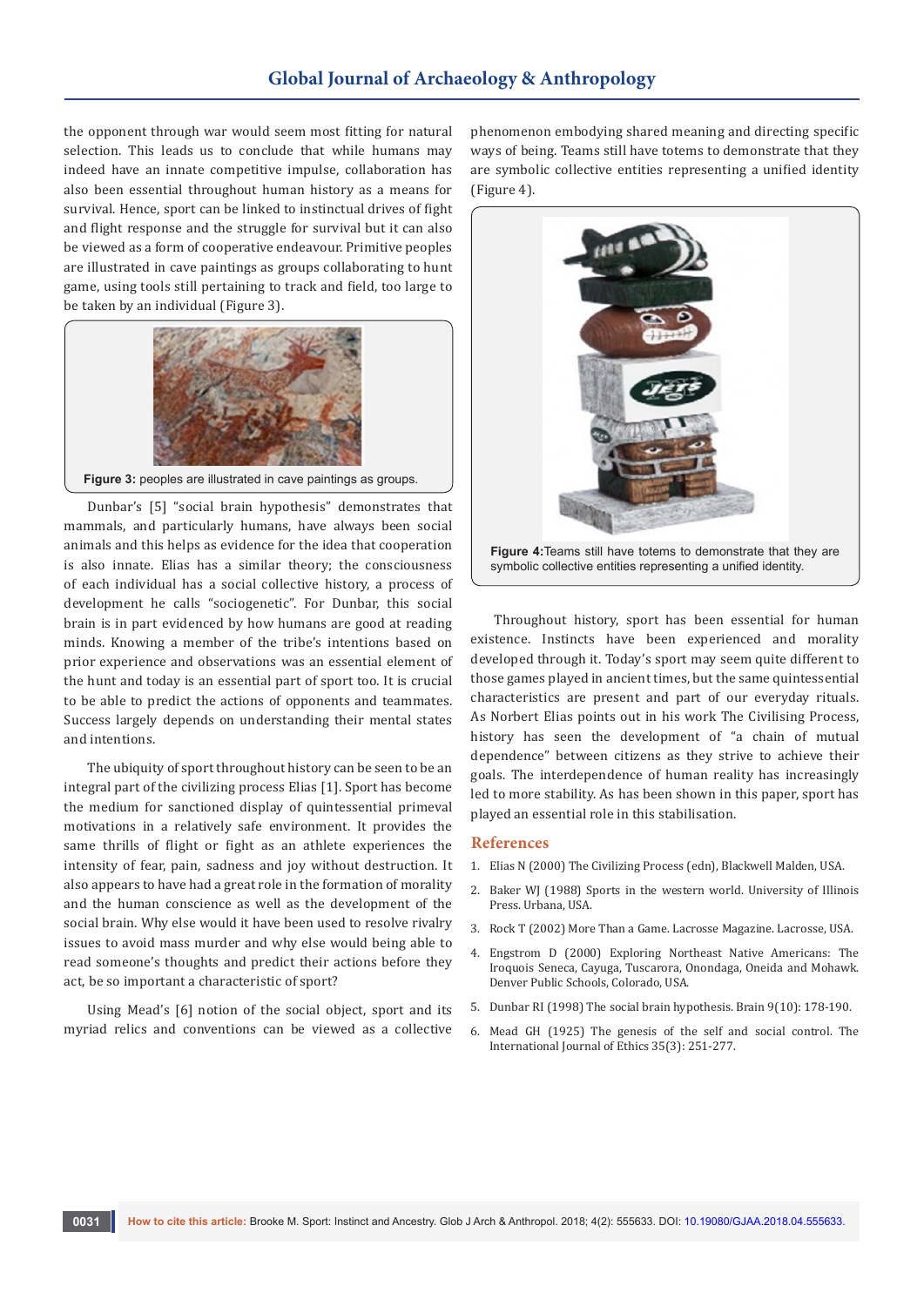the opponent through war would seem most fitting for natural selection. This leads us to conclude that while humans may indeed have an innate competitive impulse, collaboration has also been essential throughout human history as a means for survival. Hence, sport can be linked to instinctual drives of fight and flight response and the struggle for survival but it can also be viewed as a form of cooperative endeavour. Primitive peoples are illustrated in cave paintings as groups collaborating to hunt game, using tools still pertaining to track and field, too large to be taken by an individual (Figure 3).

**Figure 3:** peoples are illustrated in cave paintings as groups.

Dunbar's [5] "social brain hypothesis" demonstrates that mammals, and particularly humans, have always been social animals and this helps as evidence for the idea that cooperation is also innate. Elias has a similar theory; the consciousness of each individual has a social collective history, a process of development he calls "sociogenetic". For Dunbar, this social brain is in part evidenced by how humans are good at reading minds. Knowing a member of the tribe's intentions based on prior experience and observations was an essential element of the hunt and today is an essential part of sport too. It is crucial to be able to predict the actions of opponents and teammates. Success largely depends on understanding their mental states and intentions.

The ubiquity of sport throughout history can be seen to be an integral part of the civilizing process Elias [1]. Sport has become the medium for sanctioned display of quintessential primeval motivations in a relatively safe environment. It provides the same thrills of flight or fight as an athlete experiences the intensity of fear, pain, sadness and joy without destruction. It also appears to have had a great role in the formation of morality and the human conscience as well as the development of the social brain. Why else would it have been used to resolve rivalry issues to avoid mass murder and why else would being able to read someone's thoughts and predict their actions before they act, be so important a characteristic of sport?

Using Mead's [6] notion of the social object, sport and its myriad relics and conventions can be viewed as a collective phenomenon embodying shared meaning and directing specific ways of being. Teams still have totems to demonstrate that they are symbolic collective entities representing a unified identity (Figure 4).

**Figure 4:** Teams still have totems to demonstrate that they are symbolic collective entities representing a unified identity.

Throughout history, sport has been essential for human existence. Instincts have been experienced and morality developed through it. Today's sport may seem quite different to those games played in ancient times, but the same quintessential characteristics are present and part of our everyday rituals. As Norbert Elias points out in his work The Civilising Process, history has seen the development of "a chain of mutual dependence" between citizens as they strive to achieve their goals. The interdependence of human reality has increasingly led to more stability. As has been shown in this paper, sport has played an essential role in this stabilisation.

## References

1. Elias N (2000) The Civilizing Process (edn), Blackwell Malden, USA.
2. Baker WJ (1988) Sports in the western world. University of Illinois Press. Urbana, USA.
3. Rock T (2002) More Than a Game. Lacrosse Magazine. Lacrosse, USA.
4. Engstrom D (2000) Exploring Northeast Native Americans: The Iroquois Seneca, Cayuga, Tuscarora, Onondaga, Oneida and Mohawk. Denver Public Schools, Colorado, USA.
5. Dunbar RI (1998) The social brain hypothesis. Brain 9(10): 178-190.
6. Mead GH (1925) The genesis of the self and social control. The International Journal of Ethics 35(3): 251-277.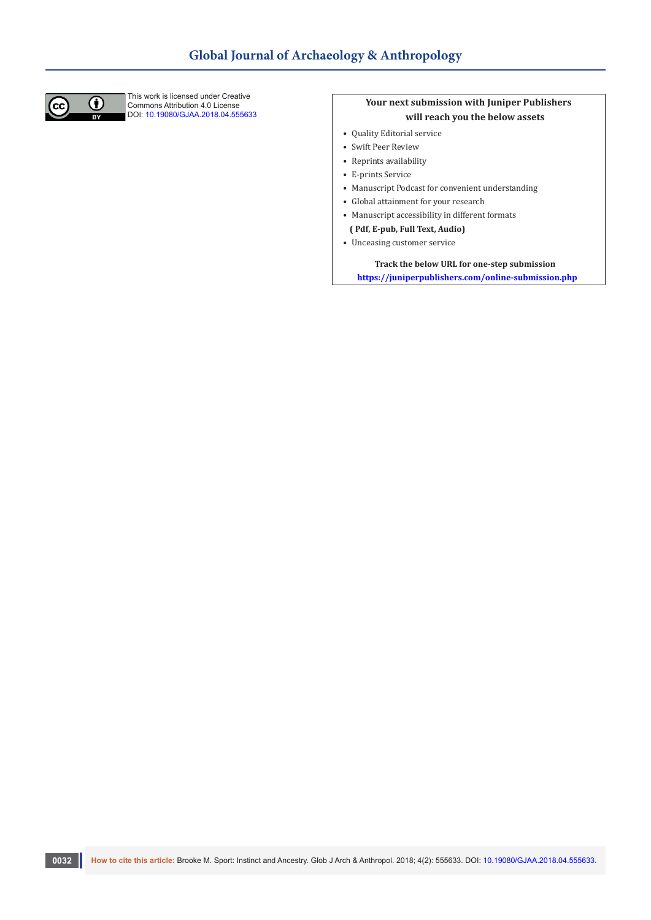This work is licensed under Creative Commons Attribution 4.0 License
DOI: 10.19080/GJAA.2018.04.555633

**Your next submission with Juniper Publishers will reach you the below assets**

- Quality Editorial service
- Swift Peer Review
- Reprints availability
- E-prints Service
- Manuscript Podcast for convenient understanding
- Global attainment for your research
- Manuscript accessibility in different formats

**( Pdf, E-pub, Full Text, Audio)**

- Unceasing customer service

**Track the below URL for one-step submission**
**https://juniperpublishers.com/online-submission.php**

**How to cite this article:** Brooke M. Sport: Instinct and Ancestry. Glob J Arch & Anthropol. 2018; 4(2): 555633. DOI: 10.19080/GJAA.2018.04.555633.